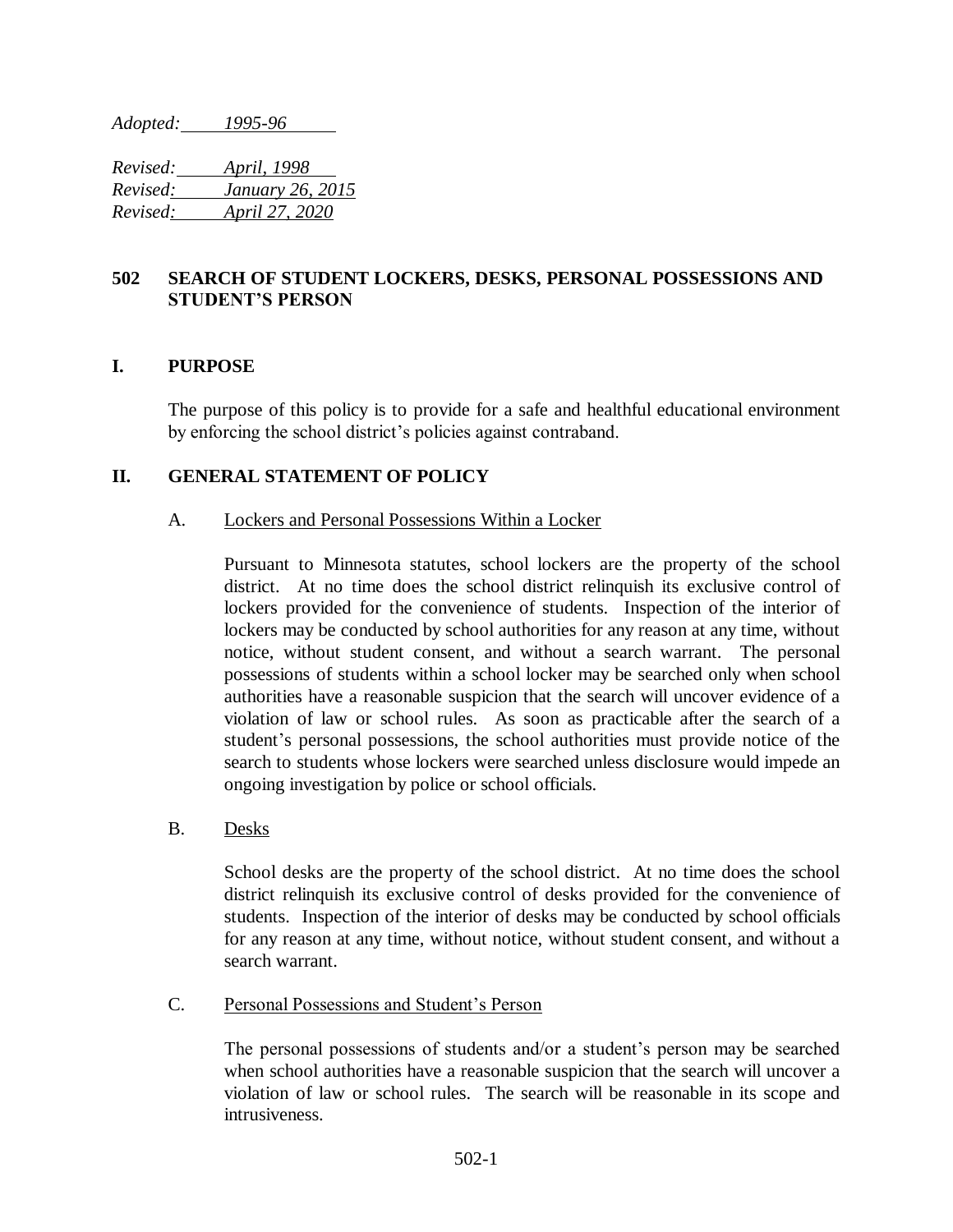*Adopted: 1995-96*

*Revised: April, 1998*
*Revised: January 26, 2015*
*Revised: April 27, 2020*

# 502 SEARCH OF STUDENT LOCKERS, DESKS, PERSONAL POSSESSIONS AND STUDENT'S PERSON

## I. PURPOSE

The purpose of this policy is to provide for a safe and healthful educational environment by enforcing the school district's policies against contraband.

## II. GENERAL STATEMENT OF POLICY

### A. Lockers and Personal Possessions Within a Locker

Pursuant to Minnesota statutes, school lockers are the property of the school district. At no time does the school district relinquish its exclusive control of lockers provided for the convenience of students. Inspection of the interior of lockers may be conducted by school authorities for any reason at any time, without notice, without student consent, and without a search warrant. The personal possessions of students within a school locker may be searched only when school authorities have a reasonable suspicion that the search will uncover evidence of a violation of law or school rules. As soon as practicable after the search of a student's personal possessions, the school authorities must provide notice of the search to students whose lockers were searched unless disclosure would impede an ongoing investigation by police or school officials.

### B. Desks

School desks are the property of the school district. At no time does the school district relinquish its exclusive control of desks provided for the convenience of students. Inspection of the interior of desks may be conducted by school officials for any reason at any time, without notice, without student consent, and without a search warrant.

### C. Personal Possessions and Student's Person

The personal possessions of students and/or a student's person may be searched when school authorities have a reasonable suspicion that the search will uncover a violation of law or school rules. The search will be reasonable in its scope and intrusiveness.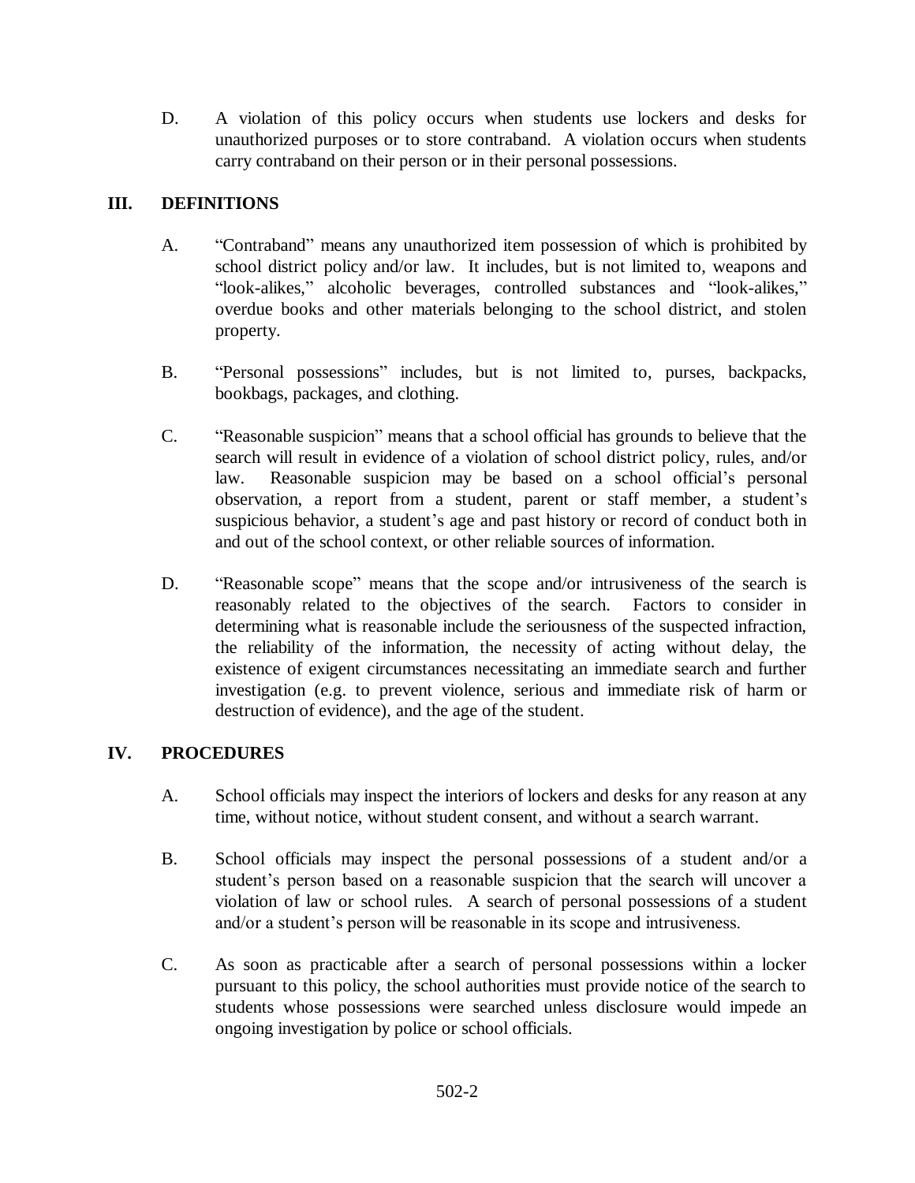D. A violation of this policy occurs when students use lockers and desks for unauthorized purposes or to store contraband. A violation occurs when students carry contraband on their person or in their personal possessions.

## III. DEFINITIONS

A. "Contraband" means any unauthorized item possession of which is prohibited by school district policy and/or law. It includes, but is not limited to, weapons and "look-alikes," alcoholic beverages, controlled substances and "look-alikes," overdue books and other materials belonging to the school district, and stolen property.

B. "Personal possessions" includes, but is not limited to, purses, backpacks, bookbags, packages, and clothing.

C. "Reasonable suspicion" means that a school official has grounds to believe that the search will result in evidence of a violation of school district policy, rules, and/or law. Reasonable suspicion may be based on a school official's personal observation, a report from a student, parent or staff member, a student's suspicious behavior, a student's age and past history or record of conduct both in and out of the school context, or other reliable sources of information.

D. "Reasonable scope" means that the scope and/or intrusiveness of the search is reasonably related to the objectives of the search. Factors to consider in determining what is reasonable include the seriousness of the suspected infraction, the reliability of the information, the necessity of acting without delay, the existence of exigent circumstances necessitating an immediate search and further investigation (e.g. to prevent violence, serious and immediate risk of harm or destruction of evidence), and the age of the student.

## IV. PROCEDURES

A. School officials may inspect the interiors of lockers and desks for any reason at any time, without notice, without student consent, and without a search warrant.

B. School officials may inspect the personal possessions of a student and/or a student's person based on a reasonable suspicion that the search will uncover a violation of law or school rules. A search of personal possessions of a student and/or a student's person will be reasonable in its scope and intrusiveness.

C. As soon as practicable after a search of personal possessions within a locker pursuant to this policy, the school authorities must provide notice of the search to students whose possessions were searched unless disclosure would impede an ongoing investigation by police or school officials.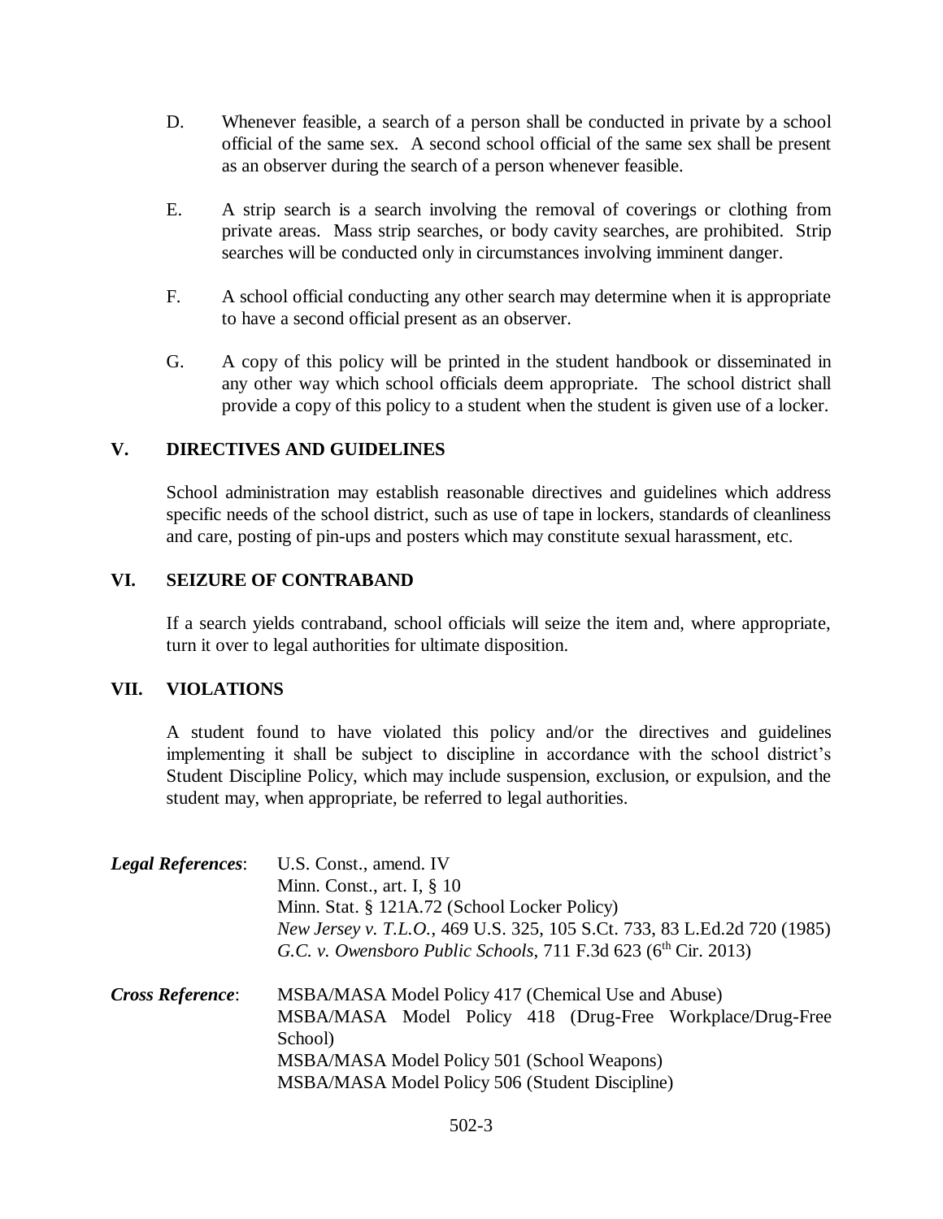D. Whenever feasible, a search of a person shall be conducted in private by a school official of the same sex. A second school official of the same sex shall be present as an observer during the search of a person whenever feasible.

E. A strip search is a search involving the removal of coverings or clothing from private areas. Mass strip searches, or body cavity searches, are prohibited. Strip searches will be conducted only in circumstances involving imminent danger.

F. A school official conducting any other search may determine when it is appropriate to have a second official present as an observer.

G. A copy of this policy will be printed in the student handbook or disseminated in any other way which school officials deem appropriate. The school district shall provide a copy of this policy to a student when the student is given use of a locker.

## V. DIRECTIVES AND GUIDELINES

School administration may establish reasonable directives and guidelines which address specific needs of the school district, such as use of tape in lockers, standards of cleanliness and care, posting of pin-ups and posters which may constitute sexual harassment, etc.

## VI. SEIZURE OF CONTRABAND

If a search yields contraband, school officials will seize the item and, where appropriate, turn it over to legal authorities for ultimate disposition.

## VII. VIOLATIONS

A student found to have violated this policy and/or the directives and guidelines implementing it shall be subject to discipline in accordance with the school district's Student Discipline Policy, which may include suspension, exclusion, or expulsion, and the student may, when appropriate, be referred to legal authorities.

***Legal References*:**
U.S. Const., amend. IV
Minn. Const., art. I, § 10
Minn. Stat. § 121A.72 (School Locker Policy)
*New Jersey v. T.L.O.*, 469 U.S. 325, 105 S.Ct. 733, 83 L.Ed.2d 720 (1985)
*G.C. v. Owensboro Public Schools*, 711 F.3d 623 (6th Cir. 2013)

***Cross Reference*:**
MSBA/MASA Model Policy 417 (Chemical Use and Abuse)
MSBA/MASA Model Policy 418 (Drug-Free Workplace/Drug-Free School)
MSBA/MASA Model Policy 501 (School Weapons)
MSBA/MASA Model Policy 506 (Student Discipline)